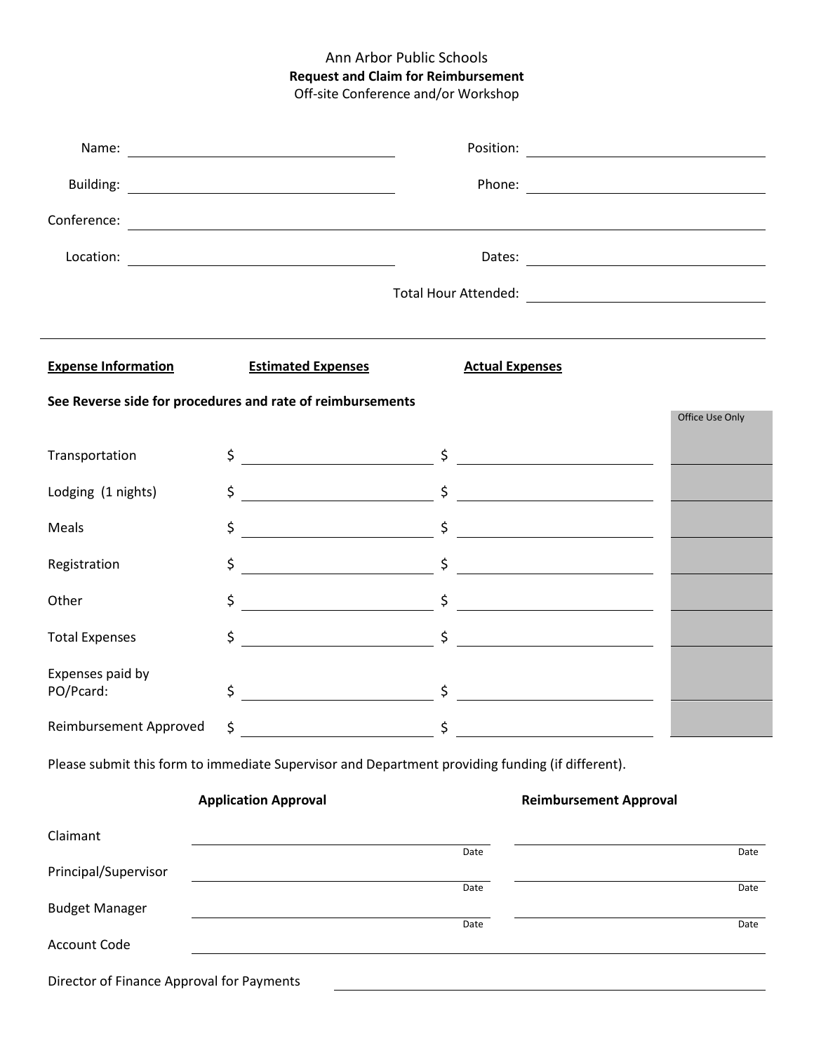Ann Arbor Public Schools

**Request and Claim for Reimbursement**

Off-site Conference and/or Workshop

Name: ______________________ Position: ______________________

Building: ______________________ Phone: ______________________

Conference: ______________________________________________

Location: ______________________ Dates: ______________________

Total Hour Attended: ______________________

---

**See Reverse side for procedures and rate of reimbursements**

| **Expense Information** | **Estimated Expenses** | **Actual Expenses** | Office Use Only |
|---|---|---|---|
| Transportation | $ | $ | |
| Lodging (1 nights) | $ | $ | |
| Meals | $ | $ | |
| Registration | $ | $ | |
| Other | $ | $ | |
| Total Expenses | $ | $ | |
| Expenses paid by PO/Pcard: | $ | $ | |
| Reimbursement Approved | $ | $ | |

Please submit this form to immediate Supervisor and Department providing funding (if different).

| | **Application Approval** | **Reimbursement Approval** |
|---|---|---|
| Claimant | Date | Date |
| Principal/Supervisor | Date | Date |
| Budget Manager | Date | Date |
| Account Code | | |

Director of Finance Approval for Payments ______________________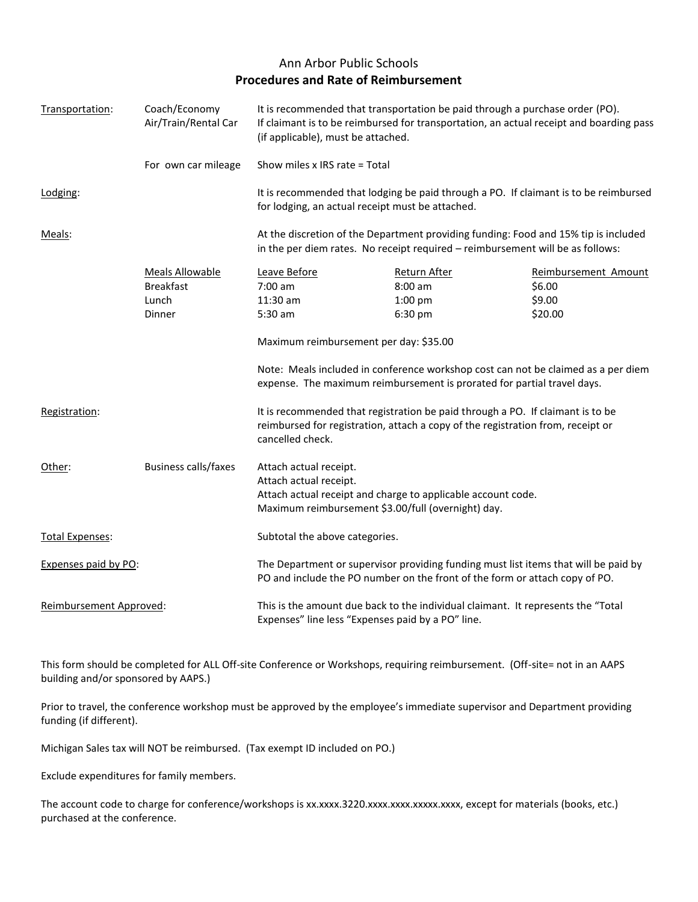Ann Arbor Public Schools

# Procedures and Rate of Reimbursement

| | | |
|---|---|---|
| Transportation: | Coach/Economy Air/Train/Rental Car | It is recommended that transportation be paid through a purchase order (PO). If claimant is to be reimbursed for transportation, an actual receipt and boarding pass (if applicable), must be attached. |
| | For own car mileage | Show miles x IRS rate = Total |
| Lodging: | | It is recommended that lodging be paid through a PO. If claimant is to be reimbursed for lodging, an actual receipt must be attached. |
| Meals: | | At the discretion of the Department providing funding: Food and 15% tip is included in the per diem rates. No receipt required – reimbursement will be as follows: |

| Meals Allowable | Leave Before | Return After | Reimbursement Amount |
|---|---|---|---|
| Breakfast | 7:00 am | 8:00 am | $6.00 |
| Lunch | 11:30 am | 1:00 pm | $9.00 |
| Dinner | 5:30 am | 6:30 pm | $20.00 |

Maximum reimbursement per day: $35.00

Note: Meals included in conference workshop cost can not be claimed as a per diem expense. The maximum reimbursement is prorated for partial travel days.

| | | |
|---|---|---|
| Registration: | | It is recommended that registration be paid through a PO. If claimant is to be reimbursed for registration, attach a copy of the registration from, receipt or cancelled check. |
| Other: | Business calls/faxes | Attach actual receipt.<br>Attach actual receipt.<br>Attach actual receipt and charge to applicable account code.<br>Maximum reimbursement $3.00/full (overnight) day. |
| Total Expenses: | | Subtotal the above categories. |
| Expenses paid by PO: | | The Department or supervisor providing funding must list items that will be paid by PO and include the PO number on the front of the form or attach copy of PO. |
| Reimbursement Approved: | | This is the amount due back to the individual claimant. It represents the "Total Expenses" line less "Expenses paid by a PO" line. |

This form should be completed for ALL Off-site Conference or Workshops, requiring reimbursement. (Off-site= not in an AAPS building and/or sponsored by AAPS.)

Prior to travel, the conference workshop must be approved by the employee's immediate supervisor and Department providing funding (if different).

Michigan Sales tax will NOT be reimbursed. (Tax exempt ID included on PO.)

Exclude expenditures for family members.

The account code to charge for conference/workshops is xx.xxxx.3220.xxxx.xxxx.xxxxx.xxxx, except for materials (books, etc.) purchased at the conference.